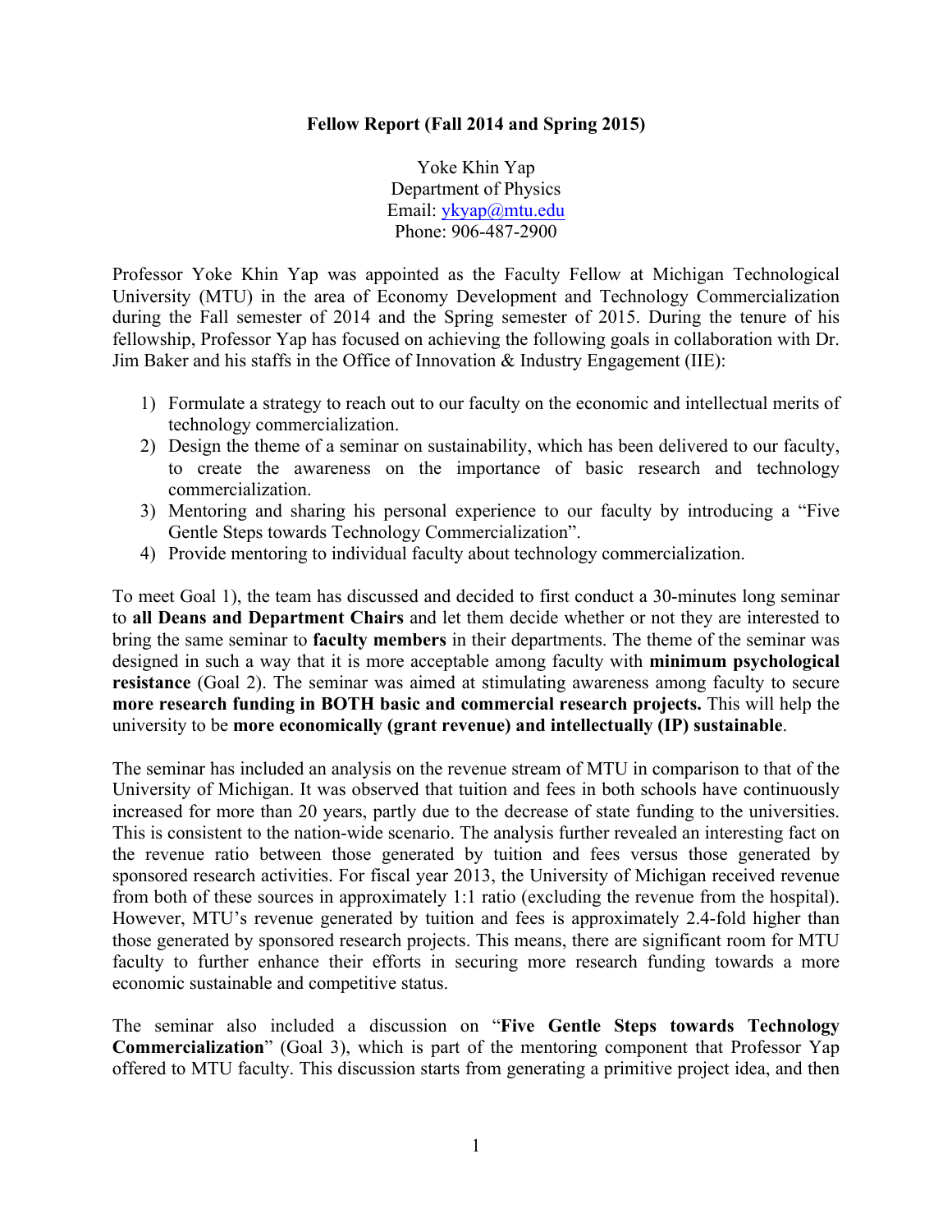**Fellow Report (Fall 2014 and Spring 2015)**

Yoke Khin Yap
Department of Physics
Email: ykyap@mtu.edu
Phone: 906-487-2900

Professor Yoke Khin Yap was appointed as the Faculty Fellow at Michigan Technological University (MTU) in the area of Economy Development and Technology Commercialization during the Fall semester of 2014 and the Spring semester of 2015. During the tenure of his fellowship, Professor Yap has focused on achieving the following goals in collaboration with Dr. Jim Baker and his staffs in the Office of Innovation & Industry Engagement (IIE):

1) Formulate a strategy to reach out to our faculty on the economic and intellectual merits of technology commercialization.
2) Design the theme of a seminar on sustainability, which has been delivered to our faculty, to create the awareness on the importance of basic research and technology commercialization.
3) Mentoring and sharing his personal experience to our faculty by introducing a "Five Gentle Steps towards Technology Commercialization".
4) Provide mentoring to individual faculty about technology commercialization.

To meet Goal 1), the team has discussed and decided to first conduct a 30-minutes long seminar to **all Deans and Department Chairs** and let them decide whether or not they are interested to bring the same seminar to **faculty members** in their departments. The theme of the seminar was designed in such a way that it is more acceptable among faculty with **minimum psychological resistance** (Goal 2). The seminar was aimed at stimulating awareness among faculty to secure **more research funding in BOTH basic and commercial research projects.** This will help the university to be **more economically (grant revenue) and intellectually (IP) sustainable**.

The seminar has included an analysis on the revenue stream of MTU in comparison to that of the University of Michigan. It was observed that tuition and fees in both schools have continuously increased for more than 20 years, partly due to the decrease of state funding to the universities. This is consistent to the nation-wide scenario. The analysis further revealed an interesting fact on the revenue ratio between those generated by tuition and fees versus those generated by sponsored research activities. For fiscal year 2013, the University of Michigan received revenue from both of these sources in approximately 1:1 ratio (excluding the revenue from the hospital). However, MTU's revenue generated by tuition and fees is approximately 2.4-fold higher than those generated by sponsored research projects. This means, there are significant room for MTU faculty to further enhance their efforts in securing more research funding towards a more economic sustainable and competitive status.

The seminar also included a discussion on "**Five Gentle Steps towards Technology Commercialization**" (Goal 3), which is part of the mentoring component that Professor Yap offered to MTU faculty. This discussion starts from generating a primitive project idea, and then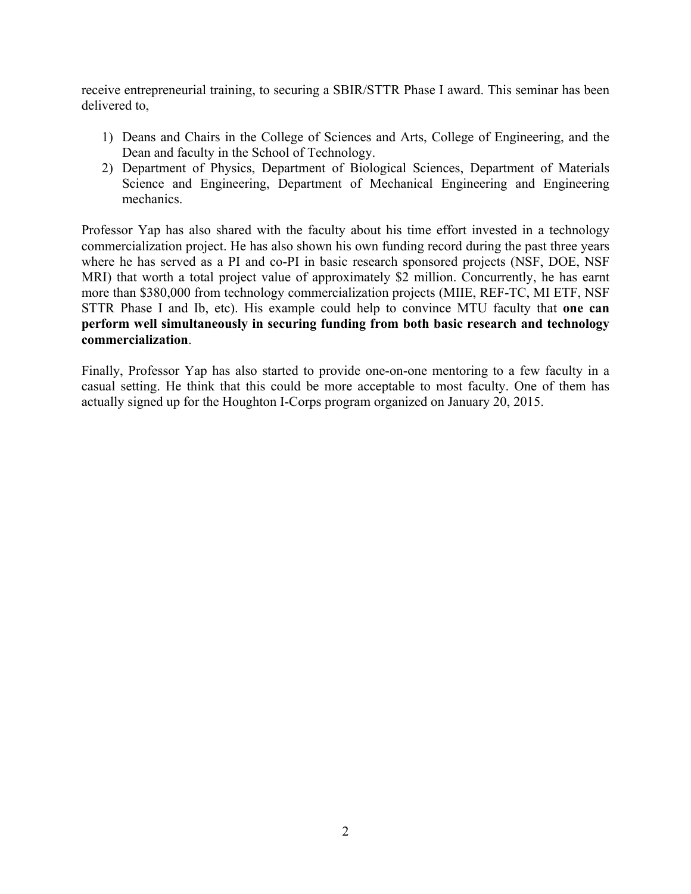receive entrepreneurial training, to securing a SBIR/STTR Phase I award. This seminar has been delivered to,

1) Deans and Chairs in the College of Sciences and Arts, College of Engineering, and the Dean and faculty in the School of Technology.
2) Department of Physics, Department of Biological Sciences, Department of Materials Science and Engineering, Department of Mechanical Engineering and Engineering mechanics.

Professor Yap has also shared with the faculty about his time effort invested in a technology commercialization project. He has also shown his own funding record during the past three years where he has served as a PI and co-PI in basic research sponsored projects (NSF, DOE, NSF MRI) that worth a total project value of approximately $2 million. Concurrently, he has earnt more than $380,000 from technology commercialization projects (MIIE, REF-TC, MI ETF, NSF STTR Phase I and Ib, etc). His example could help to convince MTU faculty that **one can perform well simultaneously in securing funding from both basic research and technology commercialization**.

Finally, Professor Yap has also started to provide one-on-one mentoring to a few faculty in a casual setting. He think that this could be more acceptable to most faculty. One of them has actually signed up for the Houghton I-Corps program organized on January 20, 2015.